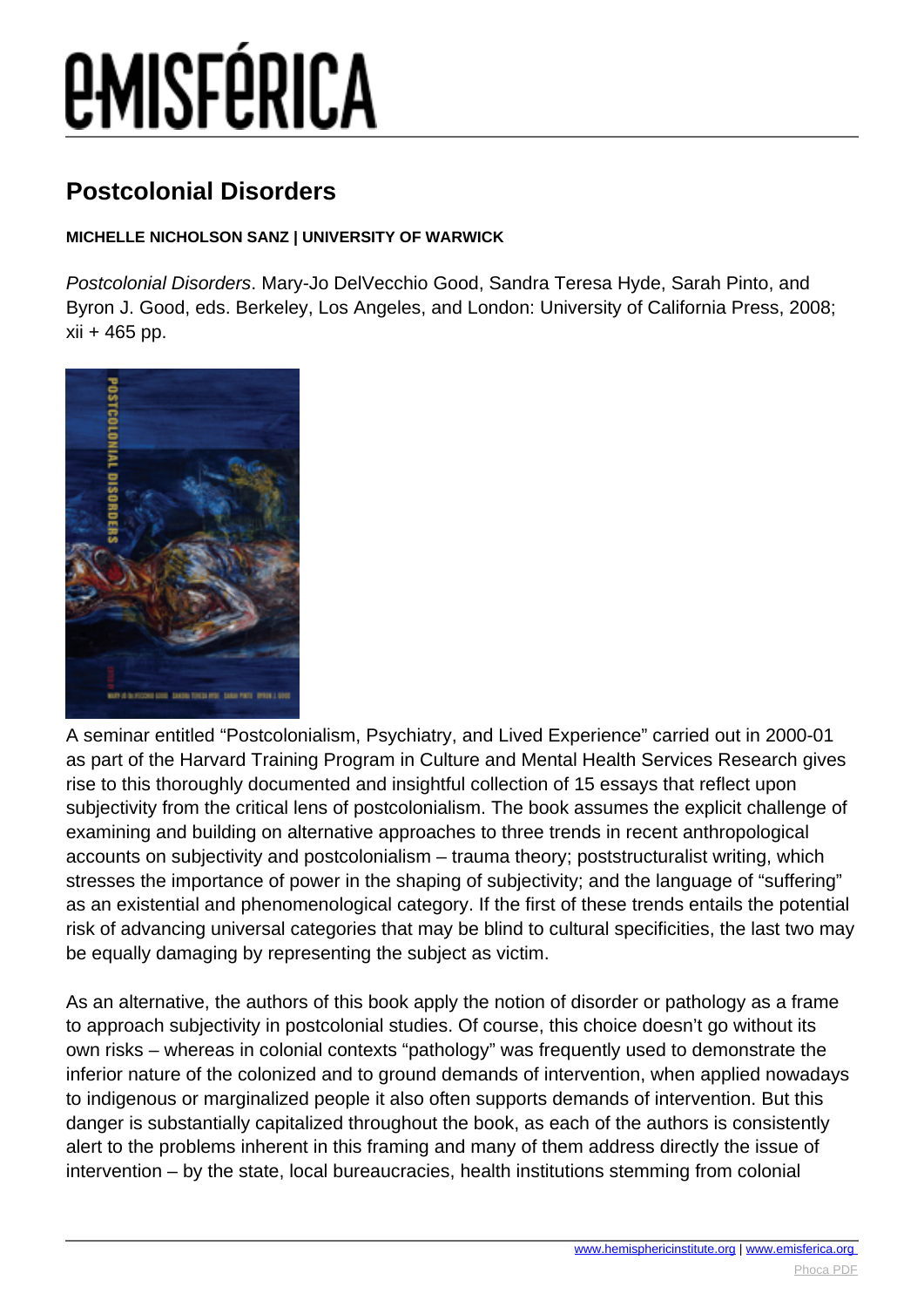# Postcolonial Disorders

**MICHELLE NICHOLSON SANZ | UNIVERSITY OF WARWICK**

*Postcolonial Disorders*. Mary-Jo DelVecchio Good, Sandra Teresa Hyde, Sarah Pinto, and Byron J. Good, eds. Berkeley, Los Angeles, and London: University of California Press, 2008; xii + 465 pp.

A seminar entitled "Postcolonialism, Psychiatry, and Lived Experience" carried out in 2000-01 as part of the Harvard Training Program in Culture and Mental Health Services Research gives rise to this thoroughly documented and insightful collection of 15 essays that reflect upon subjectivity from the critical lens of postcolonialism. The book assumes the explicit challenge of examining and building on alternative approaches to three trends in recent anthropological accounts on subjectivity and postcolonialism – trauma theory; poststructuralist writing, which stresses the importance of power in the shaping of subjectivity; and the language of "suffering" as an existential and phenomenological category. If the first of these trends entails the potential risk of advancing universal categories that may be blind to cultural specificities, the last two may be equally damaging by representing the subject as victim.

As an alternative, the authors of this book apply the notion of disorder or pathology as a frame to approach subjectivity in postcolonial studies. Of course, this choice doesn't go without its own risks – whereas in colonial contexts "pathology" was frequently used to demonstrate the inferior nature of the colonized and to ground demands of intervention, when applied nowadays to indigenous or marginalized people it also often supports demands of intervention. But this danger is substantially capitalized throughout the book, as each of the authors is consistently alert to the problems inherent in this framing and many of them address directly the issue of intervention – by the state, local bureaucracies, health institutions stemming from colonial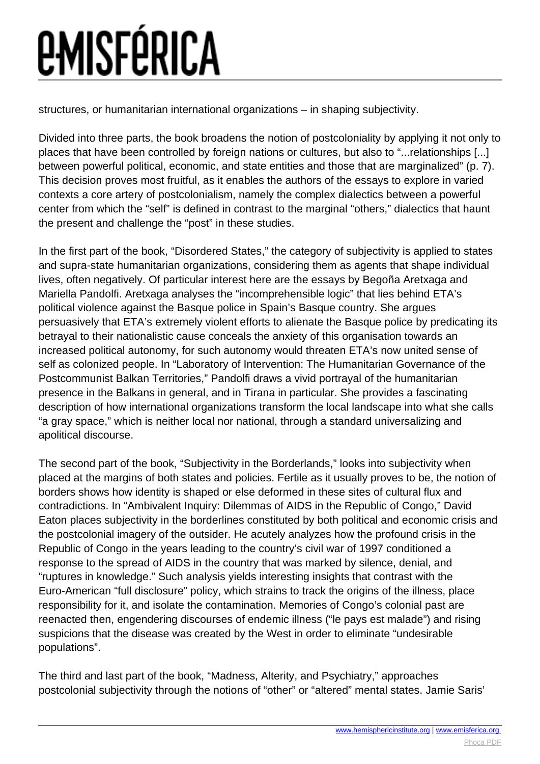structures, or humanitarian international organizations – in shaping subjectivity.

Divided into three parts, the book broadens the notion of postcoloniality by applying it not only to places that have been controlled by foreign nations or cultures, but also to "...relationships [...] between powerful political, economic, and state entities and those that are marginalized" (p. 7). This decision proves most fruitful, as it enables the authors of the essays to explore in varied contexts a core artery of postcolonialism, namely the complex dialectics between a powerful center from which the "self" is defined in contrast to the marginal "others," dialectics that haunt the present and challenge the "post" in these studies.

In the first part of the book, "Disordered States," the category of subjectivity is applied to states and supra-state humanitarian organizations, considering them as agents that shape individual lives, often negatively. Of particular interest here are the essays by Begoña Aretxaga and Mariella Pandolfi. Aretxaga analyses the "incomprehensible logic" that lies behind ETA's political violence against the Basque police in Spain's Basque country. She argues persuasively that ETA's extremely violent efforts to alienate the Basque police by predicating its betrayal to their nationalistic cause conceals the anxiety of this organisation towards an increased political autonomy, for such autonomy would threaten ETA's now united sense of self as colonized people. In "Laboratory of Intervention: The Humanitarian Governance of the Postcommunist Balkan Territories," Pandolfi draws a vivid portrayal of the humanitarian presence in the Balkans in general, and in Tirana in particular. She provides a fascinating description of how international organizations transform the local landscape into what she calls "a gray space," which is neither local nor national, through a standard universalizing and apolitical discourse.

The second part of the book, "Subjectivity in the Borderlands," looks into subjectivity when placed at the margins of both states and policies. Fertile as it usually proves to be, the notion of borders shows how identity is shaped or else deformed in these sites of cultural flux and contradictions. In "Ambivalent Inquiry: Dilemmas of AIDS in the Republic of Congo," David Eaton places subjectivity in the borderlines constituted by both political and economic crisis and the postcolonial imagery of the outsider. He acutely analyzes how the profound crisis in the Republic of Congo in the years leading to the country's civil war of 1997 conditioned a response to the spread of AIDS in the country that was marked by silence, denial, and "ruptures in knowledge." Such analysis yields interesting insights that contrast with the Euro-American "full disclosure" policy, which strains to track the origins of the illness, place responsibility for it, and isolate the contamination. Memories of Congo's colonial past are reenacted then, engendering discourses of endemic illness ("le pays est malade") and rising suspicions that the disease was created by the West in order to eliminate "undesirable populations".

The third and last part of the book, "Madness, Alterity, and Psychiatry," approaches postcolonial subjectivity through the notions of "other" or "altered" mental states. Jamie Saris'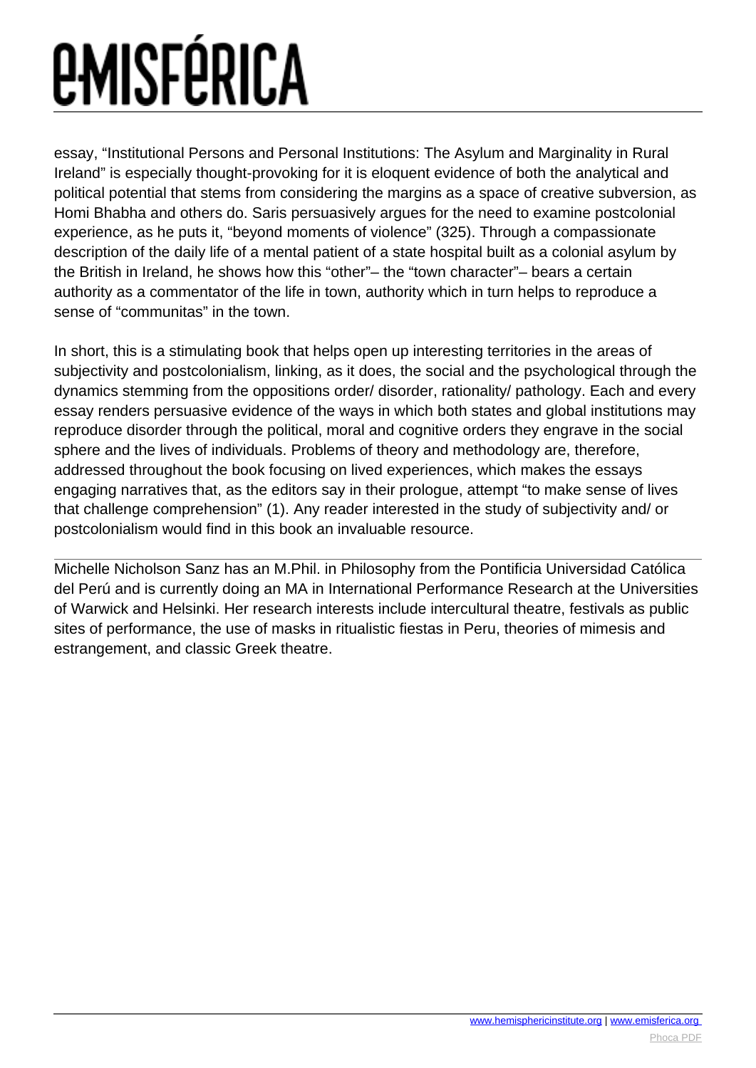essay, "Institutional Persons and Personal Institutions: The Asylum and Marginality in Rural Ireland" is especially thought-provoking for it is eloquent evidence of both the analytical and political potential that stems from considering the margins as a space of creative subversion, as Homi Bhabha and others do. Saris persuasively argues for the need to examine postcolonial experience, as he puts it, "beyond moments of violence" (325). Through a compassionate description of the daily life of a mental patient of a state hospital built as a colonial asylum by the British in Ireland, he shows how this "other"– the "town character"– bears a certain authority as a commentator of the life in town, authority which in turn helps to reproduce a sense of "communitas" in the town.

In short, this is a stimulating book that helps open up interesting territories in the areas of subjectivity and postcolonialism, linking, as it does, the social and the psychological through the dynamics stemming from the oppositions order/ disorder, rationality/ pathology. Each and every essay renders persuasive evidence of the ways in which both states and global institutions may reproduce disorder through the political, moral and cognitive orders they engrave in the social sphere and the lives of individuals. Problems of theory and methodology are, therefore, addressed throughout the book focusing on lived experiences, which makes the essays engaging narratives that, as the editors say in their prologue, attempt "to make sense of lives that challenge comprehension" (1). Any reader interested in the study of subjectivity and/ or postcolonialism would find in this book an invaluable resource.

---

Michelle Nicholson Sanz has an M.Phil. in Philosophy from the Pontificia Universidad Católica del Perú and is currently doing an MA in International Performance Research at the Universities of Warwick and Helsinki. Her research interests include intercultural theatre, festivals as public sites of performance, the use of masks in ritualistic fiestas in Peru, theories of mimesis and estrangement, and classic Greek theatre.